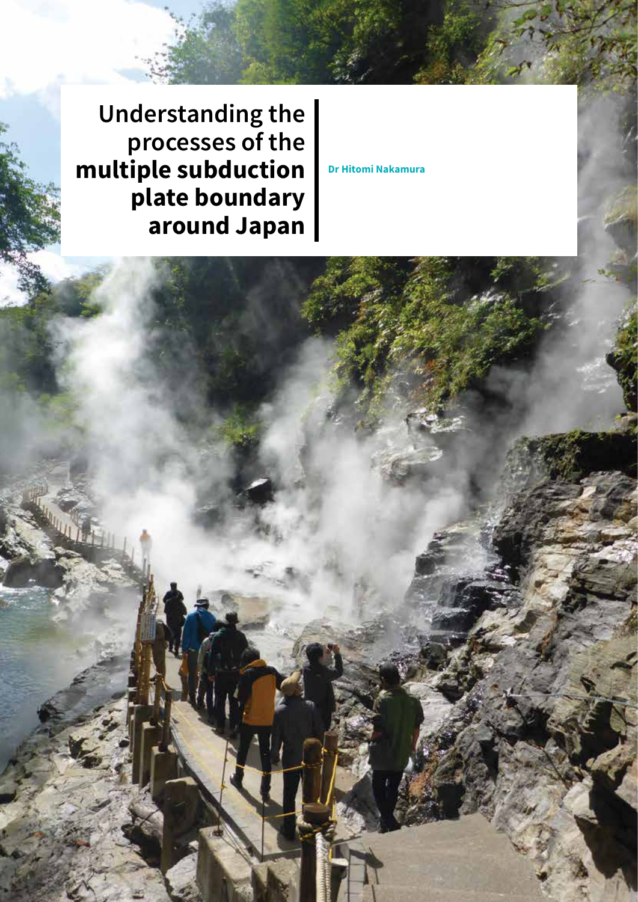# Understanding the processes of the multiple subduction plate boundary around Japan

**Dr Hitomi Nakamura**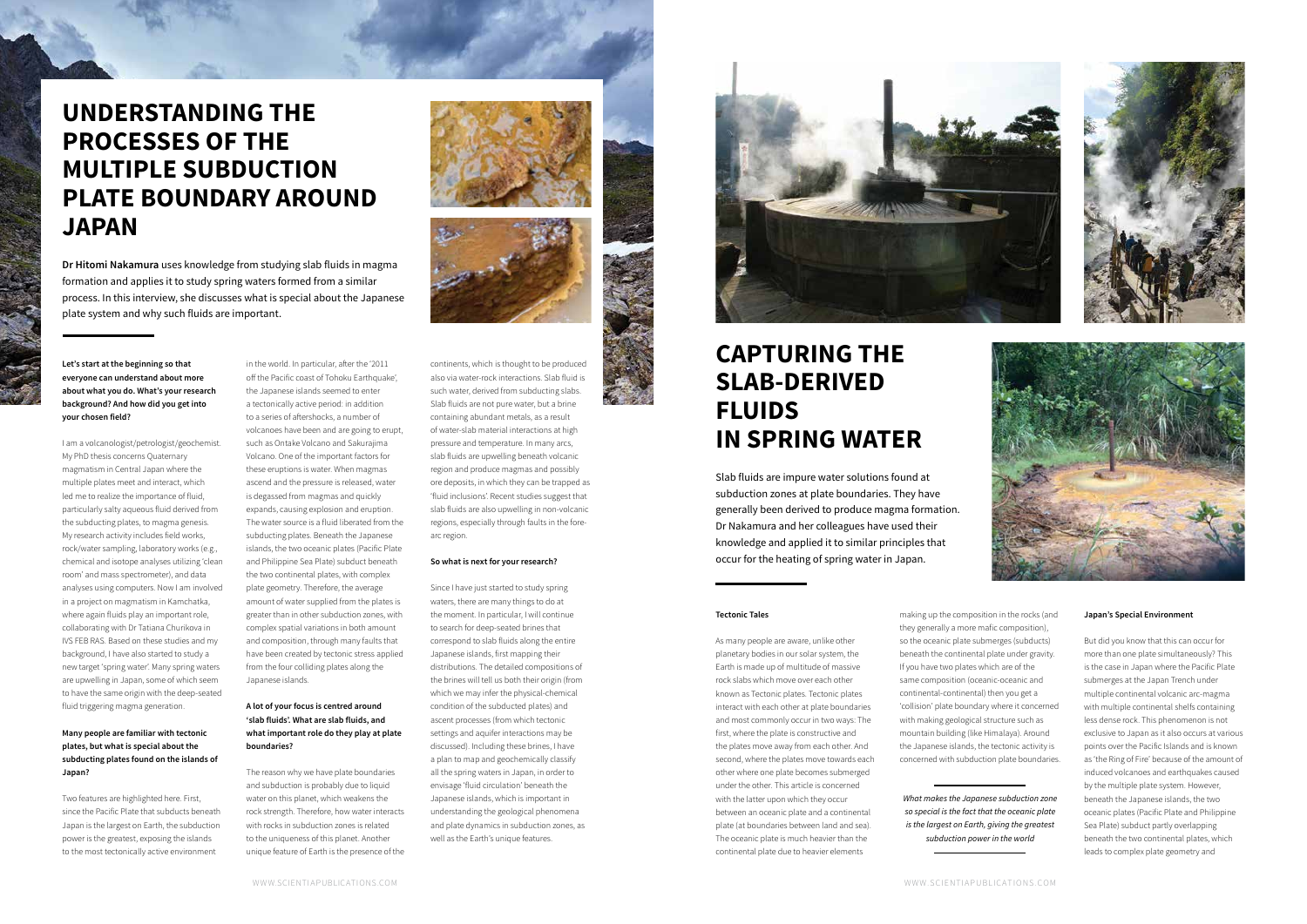# UNDERSTANDING THE PROCESSES OF THE MULTIPLE SUBDUCTION PLATE BOUNDARY AROUND JAPAN

**Dr Hitomi Nakamura** uses knowledge from studying slab fluids in magma formation and applies it to study spring waters formed from a similar process. In this interview, she discusses what is special about the Japanese plate system and why such fluids are important.

**Let's start at the beginning so that everyone can understand about more about what you do. What's your research background? And how did you get into your chosen field?**

I am a volcanologist/petrologist/geochemist. My PhD thesis concerns Quaternary magmatism in Central Japan where the multiple plates meet and interact, which led me to realize the importance of fluid, particularly salty aqueous fluid derived from the subducting plates, to magma genesis. My research activity includes field works, rock/water sampling, laboratory works (e.g., chemical and isotope analyses utilizing 'clean room' and mass spectrometer), and data analyses using computers. Now I am involved in a project on magmatism in Kamchatka, where again fluids play an important role, collaborating with Dr Tatiana Churikova in IVS FEB RAS. Based on these studies and my background, I have also started to study a new target 'spring water'. Many spring waters are upwelling in Japan, some of which seem to have the same origin with the deep-seated fluid triggering magma generation.

**Many people are familiar with tectonic plates, but what is special about the subducting plates found on the islands of Japan?**

Two features are highlighted here. First, since the Pacific Plate that subducts beneath Japan is the largest on Earth, the subduction power is the greatest, exposing the islands to the most tectonically active environment in the world. In particular, after the '2011 off the Pacific coast of Tohoku Earthquake', the Japanese islands seemed to enter a tectonically active period: in addition to a series of aftershocks, a number of volcanoes have been and are going to erupt, such as Ontake Volcano and Sakurajima Volcano. One of the important factors for these eruptions is water. When magmas ascend and the pressure is released, water is degassed from magmas and quickly expands, causing explosion and eruption. The water source is a fluid liberated from the subducting plates. Beneath the Japanese islands, the two oceanic plates (Pacific Plate and Philippine Sea Plate) subduct beneath the two continental plates, with complex plate geometry. Therefore, the average amount of water supplied from the plates is greater than in other subduction zones, with complex spatial variations in both amount and composition, through many faults that have been created by tectonic stress applied from the four colliding plates along the Japanese islands.

**A lot of your focus is centred around 'slab fluids'. What are slab fluids, and what important role do they play at plate boundaries?**

The reason why we have plate boundaries and subduction is probably due to liquid water on this planet, which weakens the rock strength. Therefore, how water interacts with rocks in subduction zones is related to the uniqueness of this planet. Another unique feature of Earth is the presence of the continents, which is thought to be produced also via water-rock interactions. Slab fluid is such water, derived from subducting slabs. Slab fluids are not pure water, but a brine containing abundant metals, as a result of water-slab material interactions at high pressure and temperature. In many arcs, slab fluids are upwelling beneath volcanic region and produce magmas and possibly ore deposits, in which they can be trapped as 'fluid inclusions'. Recent studies suggest that slab fluids are also upwelling in non-volcanic regions, especially through faults in the fore-arc region.

**So what is next for your research?**

Since I have just started to study spring waters, there are many things to do at the moment. In particular, I will continue to search for deep-seated brines that correspond to slab fluids along the entire Japanese islands, first mapping their distributions. The detailed compositions of the brines will tell us both their origin (from which we may infer the physical-chemical condition of the subducted plates) and ascent processes (from which tectonic settings and aquifer interactions may be discussed). Including these brines, I have a plan to map and geochemically classify all the spring waters in Japan, in order to envisage 'fluid circulation' beneath the Japanese islands, which is important in understanding the geological phenomena and plate dynamics in subduction zones, as well as the Earth's unique features.

# CAPTURING THE SLAB-DERIVED FLUIDS IN SPRING WATER

Slab fluids are impure water solutions found at subduction zones at plate boundaries. They have generally been derived to produce magma formation. Dr Nakamura and her colleagues have used their knowledge and applied it to similar principles that occur for the heating of spring water in Japan.

**Tectonic Tales**

As many people are aware, unlike other planetary bodies in our solar system, the Earth is made up of multitude of massive rock slabs which move over each other known as Tectonic plates. Tectonic plates interact with each other at plate boundaries and most commonly occur in two ways: The first, where the plate is constructive and the plates move away from each other. And second, where the plates move towards each other where one plate becomes submerged under the other. This article is concerned with the latter upon which they occur between an oceanic plate and a continental plate (at boundaries between land and sea). The oceanic plate is much heavier than the continental plate due to heavier elements making up the composition in the rocks (and they generally a more mafic composition), so the oceanic plate submerges (subducts) beneath the continental plate under gravity. If you have two plates which are of the same composition (oceanic-oceanic and continental-continental) then you get a 'collision' plate boundary where it concerned with making geological structure such as mountain building (like Himalaya). Around the Japanese islands, the tectonic activity is concerned with subduction plate boundaries.

*What makes the Japanese subduction zone so special is the fact that the oceanic plate is the largest on Earth, giving the greatest subduction power in the world*

**Japan's Special Environment**

But did you know that this can occur for more than one plate simultaneously? This is the case in Japan where the Pacific Plate submerges at the Japan Trench under multiple continental volcanic arc-magma with multiple continental shelfs containing less dense rock. This phenomenon is not exclusive to Japan as it also occurs at various points over the Pacific Islands and is known as 'the Ring of Fire' because of the amount of induced volcanoes and earthquakes caused by the multiple plate system. However, beneath the Japanese islands, the two oceanic plates (Pacific Plate and Philippine Sea Plate) subduct partly overlapping beneath the two continental plates, which leads to complex plate geometry and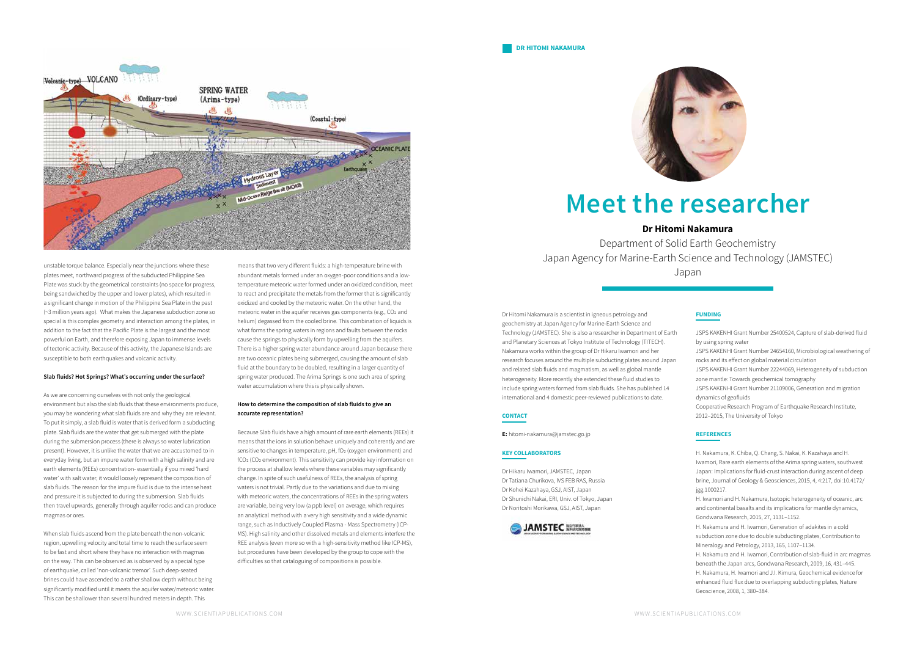unstable torque balance. Especially near the junctions where these plates meet, northward progress of the subducted Philippine Sea Plate was stuck by the geometrical constraints (no space for progress, being sandwiched by the upper and lower plates), which resulted in a significant change in motion of the Philippine Sea Plate in the past (~3 million years ago). What makes the Japanese subduction zone so special is this complex geometry and interaction among the plates, in addition to the fact that the Pacific Plate is the largest and the most powerful on Earth, and therefore exposing Japan to immense levels of tectonic activity. Because of this activity, the Japanese Islands are susceptible to both earthquakes and volcanic activity.

**Slab fluids? Hot Springs? What's occurring under the surface?**

As we are concerning ourselves with not only the geological environment but also the slab fluids that these environments produce, you may be wondering what slab fluids are and why they are relevant. To put it simply, a slab fluid is water that is derived form a subducting plate. Slab fluids are the water that get submerged with the plate during the submersion process (there is always so water lubrication present). However, it is unlike the water that we are accustomed to in everyday living, but an impure water form with a high salinity and are earth elements (REEs) concentration- essentially if you mixed 'hard water' with salt water, it would loosely represent the composition of slab fluids. The reason for the impure fluid is due to the intense heat and pressure it is subjected to during the submersion. Slab fluids then travel upwards, generally through aquifer rocks and can produce magmas or ores.

When slab fluids ascend from the plate beneath the non-volcanic region, upwelling velocity and total time to reach the surface seem to be fast and short where they have no interaction with magmas on the way. This can be observed as is observed by a special type of earthquake, called 'non-volcanic tremor'. Such deep-seated brines could have ascended to a rather shallow depth without being significantly modified until it meets the aquifer water/meteoric water. This can be shallower than several hundred meters in depth. This means that two very different fluids: a high-temperature brine with abundant metals formed under an oxygen-poor conditions and a low-temperature meteoric water formed under an oxidized condition, meet to react and precipitate the metals from the former that is significantly oxidized and cooled by the meteoric water. On the other hand, the meteoric water in the aquifer receives gas components (e.g., $CO_2$ and helium) degassed from the cooled brine. This combination of liquids is what forms the spring waters in regions and faults between the rocks cause the springs to physically form by upwelling from the aquifers. There is a higher spring water abundance around Japan because there are two oceanic plates being submerged, causing the amount of slab fluid at the boundary to be doubled, resulting in a larger quantity of spring water produced. The Arima Springs is one such area of spring water accumulation where this is physically shown.

**How to determine the composition of slab fluids to give an accurate representation?**

Because Slab fluids have a high amount of rare earth elements (REEs) it means that the ions in solution behave uniquely and coherently and are sensitive to changes in temperature, pH, $fO_2$ (oxygen environment) and $fCO_2$ ($CO_2$ environment). This sensitivity can provide key information on the process at shallow levels where these variables may significantly change. In spite of such usefulness of REEs, the analysis of spring waters is not trivial. Partly due to the variations and due to mixing with meteoric waters, the concentrations of REEs in the spring waters are variable, being very low (a ppb level) on average, which requires an analytical method with a very high sensitivity and a wide dynamic range, such as Inductively Coupled Plasma - Mass Spectrometry (ICP-MS). High salinity and other dissolved metals and elements interfere the REE analysis (even more so with a high-sensitivity method like ICP-MS), but procedures have been developed by the group to cope with the difficulties so that cataloguing of compositions is possible.

# Meet the researcher

**Dr Hitomi Nakamura**

Department of Solid Earth Geochemistry
Japan Agency for Marine-Earth Science and Technology (JAMSTEC)
Japan

Dr Hitomi Nakamura is a scientist in igneous petrology and geochemistry at Japan Agency for Marine-Earth Science and Technology (JAMSTEC). She is also a researcher in Department of Earth and Planetary Sciences at Tokyo Institute of Technology (TITECH). Nakamura works within the group of Dr Hikaru Iwamori and her research focuses around the multiple subducting plates around Japan and related slab fluids and magmatism, as well as global mantle heterogeneity. More recently she extended these fluid studies to include spring waters formed from slab fluids. She has published 14 international and 4 domestic peer-reviewed publications to date.

## CONTACT

**E:** hitomi-nakamura@jamstec.go.jp

## KEY COLLABORATORS

Dr Hikaru Iwamori, JAMSTEC, Japan
Dr Tatiana Churikova, IVS FEB RAS, Russia
Dr Kohei Kazahaya, GSJ, AIST, Japan
Dr Shunichi Nakai, ERI, Univ. of Tokyo, Japan
Dr Noritoshi Morikawa, GSJ, AIST, Japan

## FUNDING

JSPS KAKENHI Grant Number 25400524, Capture of slab-derived fluid by using spring water
JSPS KAKENHI Grant Number 24654160, Microbiological weathering of rocks and its effect on global material circulation
JSPS KAKENHI Grant Number 22244069, Heterogeneity of subduction zone mantle: Towards geochemical tomography
JSPS KAKENHI Grant Number 21109006, Generation and migration dynamics of geofluids
Cooperative Research Program of Earthquake Research Institute, 2012–2015, The University of Tokyo

## REFERENCES

H. Nakamura, K. Chiba, Q. Chang, S. Nakai, K. Kazahaya and H. Iwamori, Rare earth elements of the Arima spring waters, southwest Japan: Implications for fluid-crust interaction during ascent of deep brine, Journal of Geology & Geosciences, 2015, 4, 4:217, doi:10.4172/jgg.1000217.

H. Iwamori and H. Nakamura, Isotopic heterogeneity of oceanic, arc and continental basalts and its implications for mantle dynamics, Gondwana Research, 2015, 27, 1131–1152.

H. Nakamura and H. Iwamori, Generation of adakites in a cold subduction zone due to double subducting plates, Contribution to Mineralogy and Petrology, 2013, 165, 1107–1134.

H. Nakamura and H. Iwamori, Contribution of slab-fluid in arc magmas beneath the Japan arcs, Gondwana Research, 2009, 16, 431–445.

H. Nakamura, H. Iwamori and J.I. Kimura, Geochemical evidence for enhanced fluid flux due to overlapping subducting plates, Nature Geoscience, 2008, 1, 380–384.